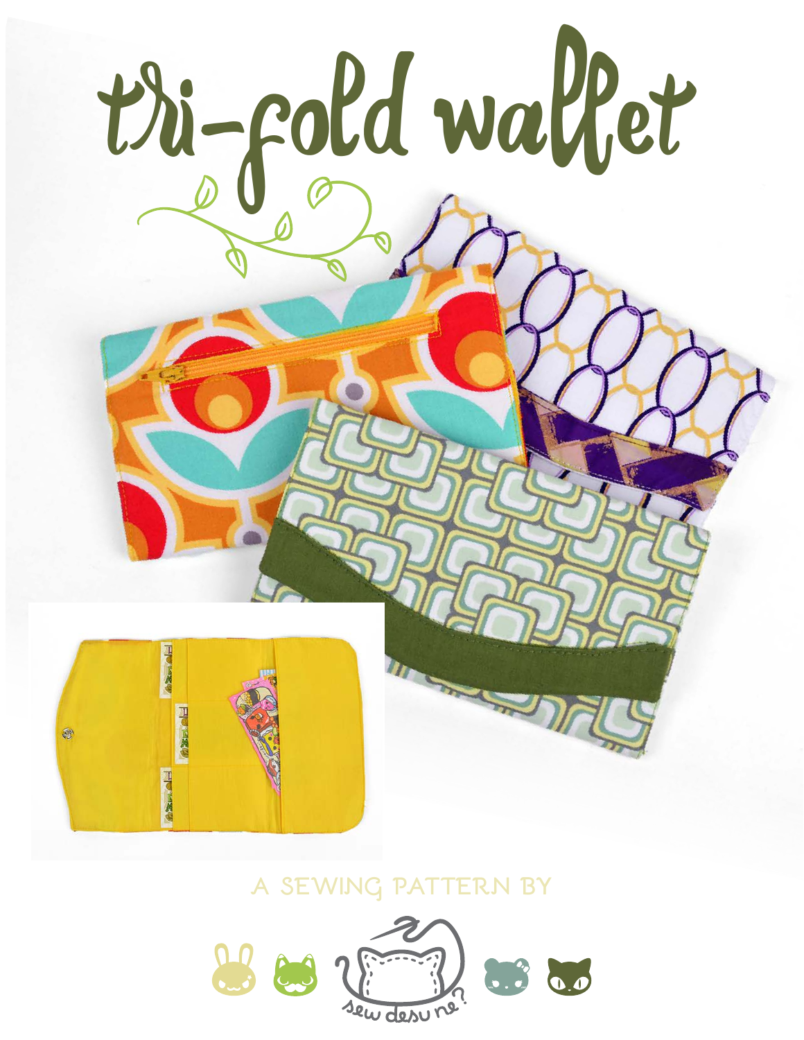# tri-fold wallet

A SEWING PATTERN BY

sew desu ne?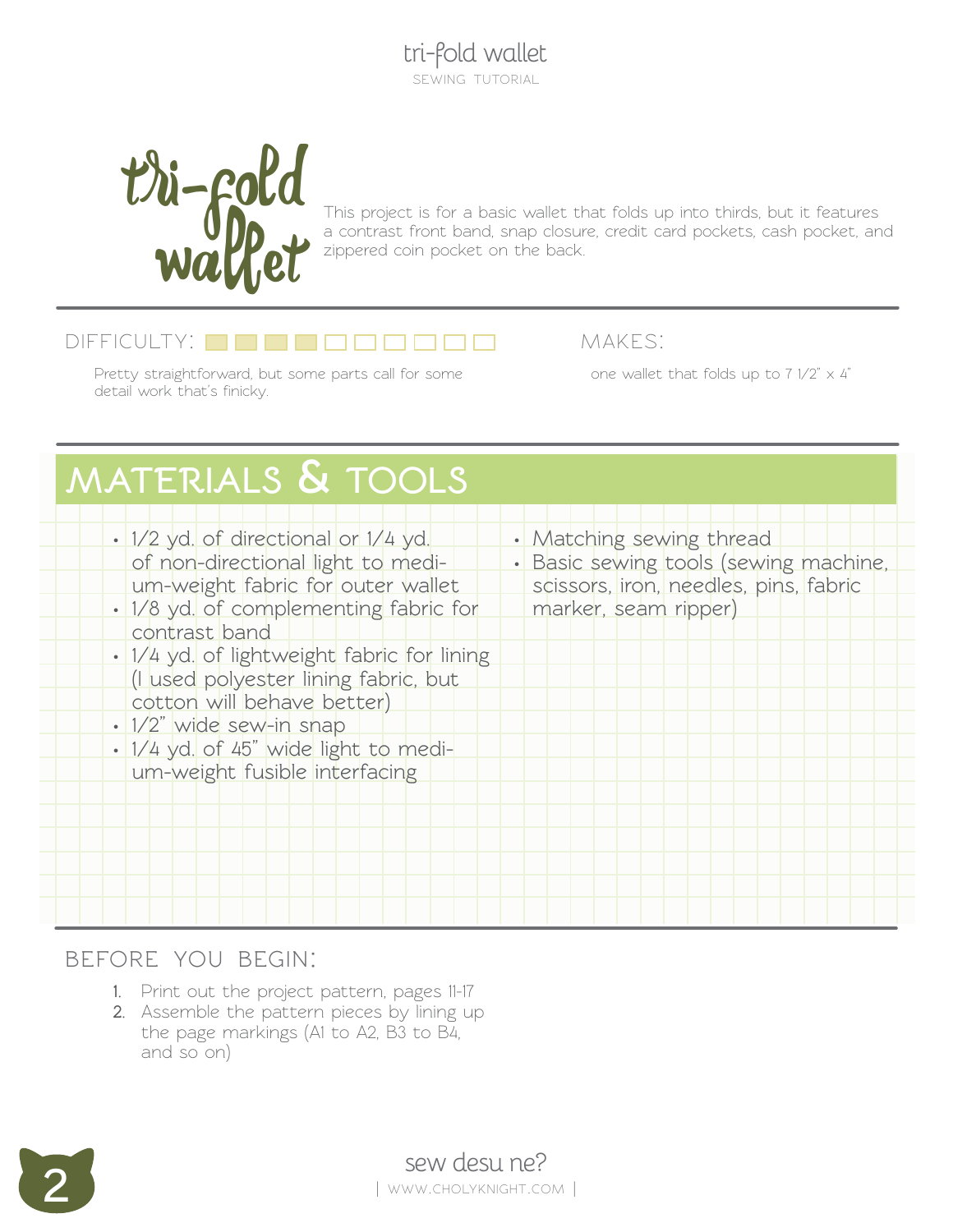# tri-fold wallet

This project is for a basic wallet that folds up into thirds, but it features a contrast front band, snap closure, credit card pockets, cash pocket, and zippered coin pocket on the back.

## DIFFICULTY:

Pretty straightforward, but some parts call for some detail work that's finicky.

## MAKES:

one wallet that folds up to 7 1/2" x 4"

## MATERIALS & TOOLS

- 1/2 yd. of directional or 1/4 yd. of non-directional light to medium-weight fabric for outer wallet
- 1/8 yd. of complementing fabric for contrast band
- 1/4 yd. of lightweight fabric for lining (I used polyester lining fabric, but cotton will behave better)
- 1/2" wide sew-in snap
- 1/4 yd. of 45" wide light to medium-weight fusible interfacing
- Matching sewing thread
- Basic sewing tools (sewing machine, scissors, iron, needles, pins, fabric marker, seam ripper)

## BEFORE YOU BEGIN:

1. Print out the project pattern, pages 11-17
2. Assemble the pattern pieces by lining up the page markings (A1 to A2, B3 to B4, and so on)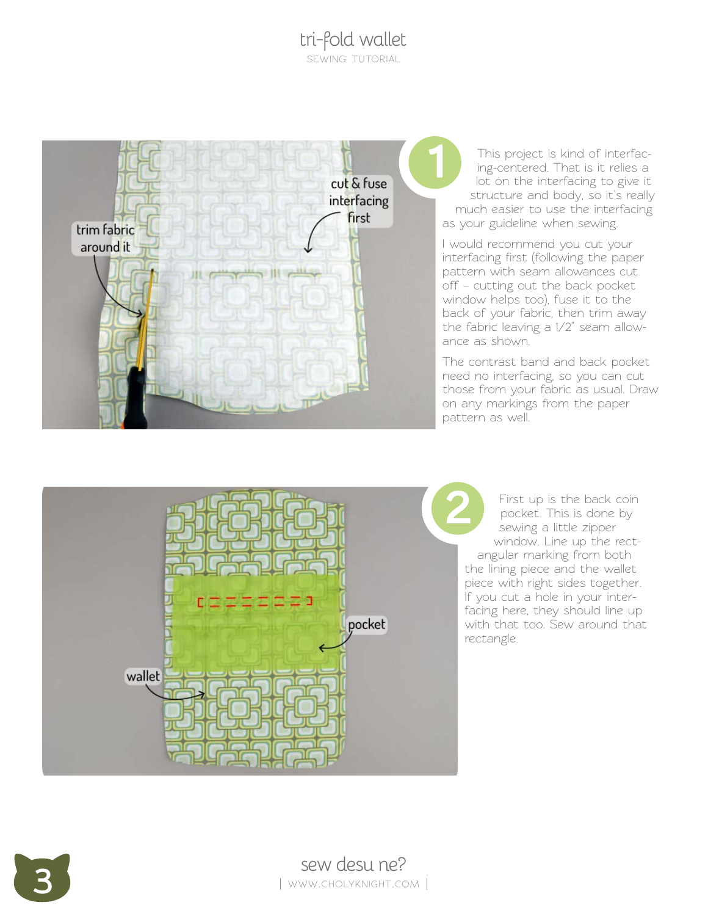## 1

This project is kind of interfacing-centered. That is it relies a lot on the interfacing to give it structure and body, so it's really much easier to use the interfacing as your guideline when sewing.

I would recommend you cut your interfacing first (following the paper pattern with seam allowances cut off – cutting out the back pocket window helps too), fuse it to the back of your fabric, then trim away the fabric leaving a 1/2" seam allowance as shown.

The contrast band and back pocket need no interfacing, so you can cut those from your fabric as usual. Draw on any markings from the paper pattern as well.

## 2

First up is the back coin pocket. This is done by sewing a little zipper window. Line up the rectangular marking from both the lining piece and the wallet piece with right sides together. If you cut a hole in your interfacing here, they should line up with that too. Sew around that rectangle.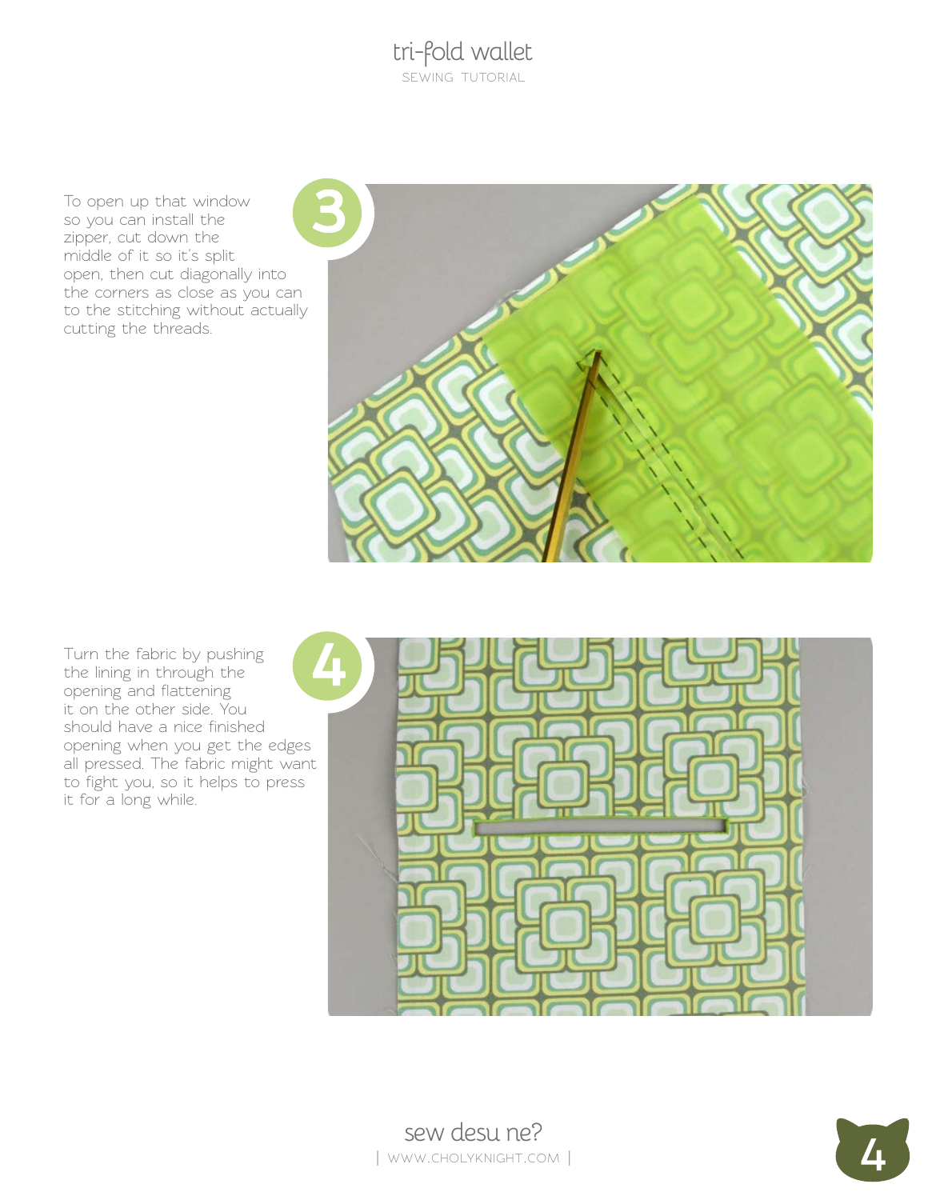**3**

To open up that window so you can install the zipper, cut down the middle of it so it's split open, then cut diagonally into the corners as close as you can to the stitching without actually cutting the threads.

**4**

Turn the fabric by pushing the lining in through the opening and flattening it on the other side. You should have a nice finished opening when you get the edges all pressed. The fabric might want to fight you, so it helps to press it for a long while.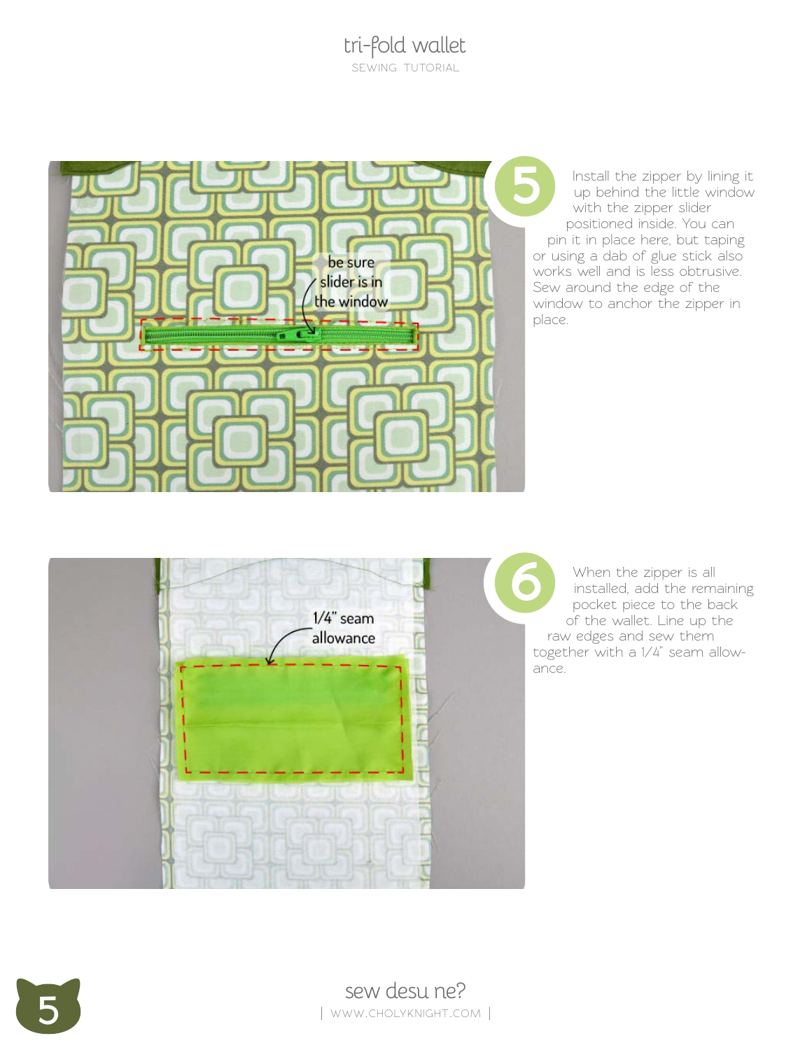**5** Install the zipper by lining it up behind the little window with the zipper slider positioned inside. You can pin it in place here, but taping or using a dab of glue stick also works well and is less obtrusive. Sew around the edge of the window to anchor the zipper in place.

**6** When the zipper is all installed, add the remaining pocket piece to the back of the wallet. Line up the raw edges and sew them together with a 1/4" seam allowance.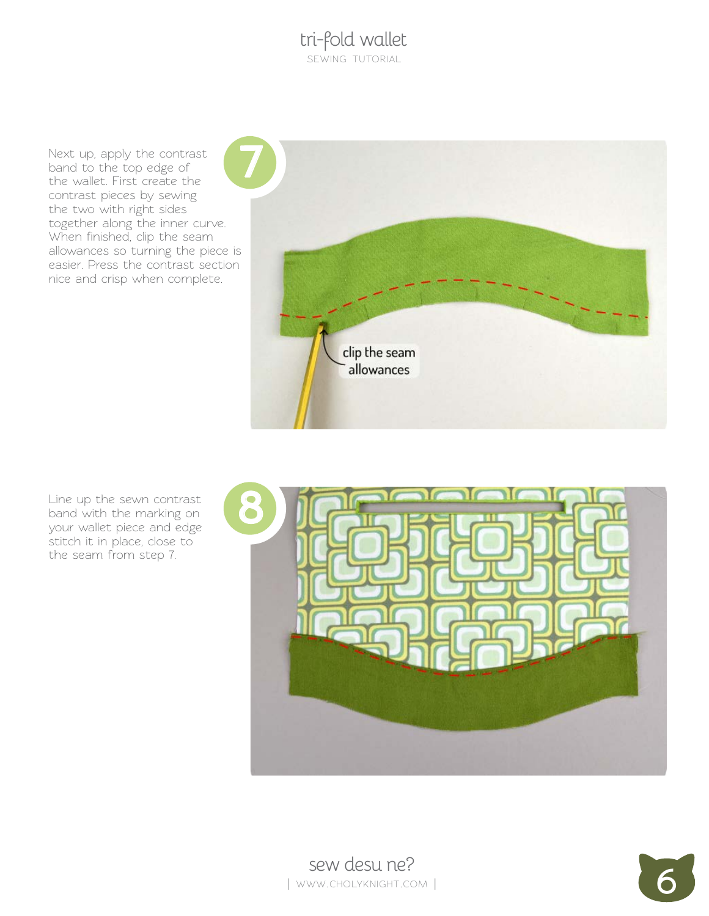**7**

Next up, apply the contrast band to the top edge of the wallet. First create the contrast pieces by sewing the two with right sides together along the inner curve. When finished, clip the seam allowances so turning the piece is easier. Press the contrast section nice and crisp when complete.

clip the seam allowances

**8**

Line up the sewn contrast band with the marking on your wallet piece and edge stitch it in place, close to the seam from step 7.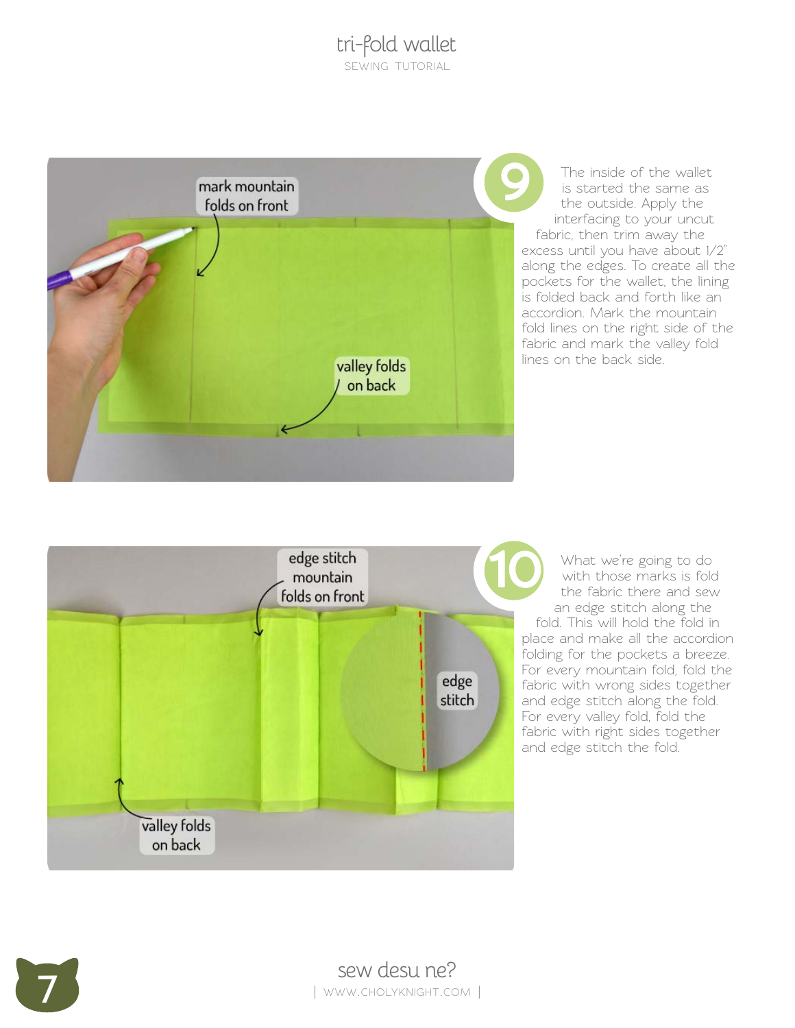**9**

The inside of the wallet is started the same as the outside. Apply the interfacing to your uncut fabric, then trim away the excess until you have about 1/2" along the edges. To create all the pockets for the wallet, the lining is folded back and forth like an accordion. Mark the mountain fold lines on the right side of the fabric and mark the valley fold lines on the back side.

**10**

What we're going to do with those marks is fold the fabric there and sew an edge stitch along the fold. This will hold the fold in place and make all the accordion folding for the pockets a breeze. For every mountain fold, fold the fabric with wrong sides together and edge stitch along the fold. For every valley fold, fold the fabric with right sides together and edge stitch the fold.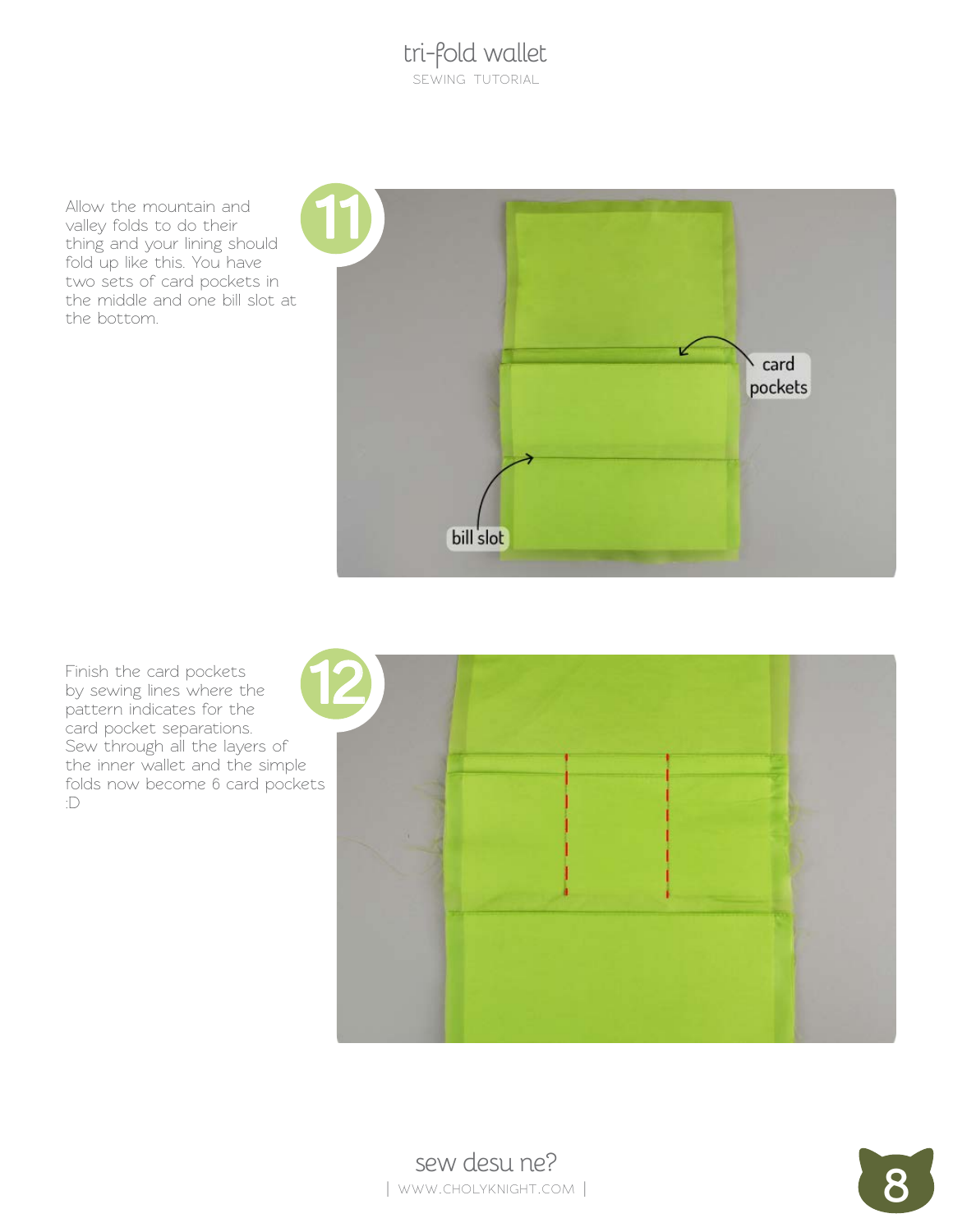**11**

Allow the mountain and valley folds to do their thing and your lining should fold up like this. You have two sets of card pockets in the middle and one bill slot at the bottom.

card pockets

bill slot

**12**

Finish the card pockets by sewing lines where the pattern indicates for the card pocket separations. Sew through all the layers of the inner wallet and the simple folds now become 6 card pockets :D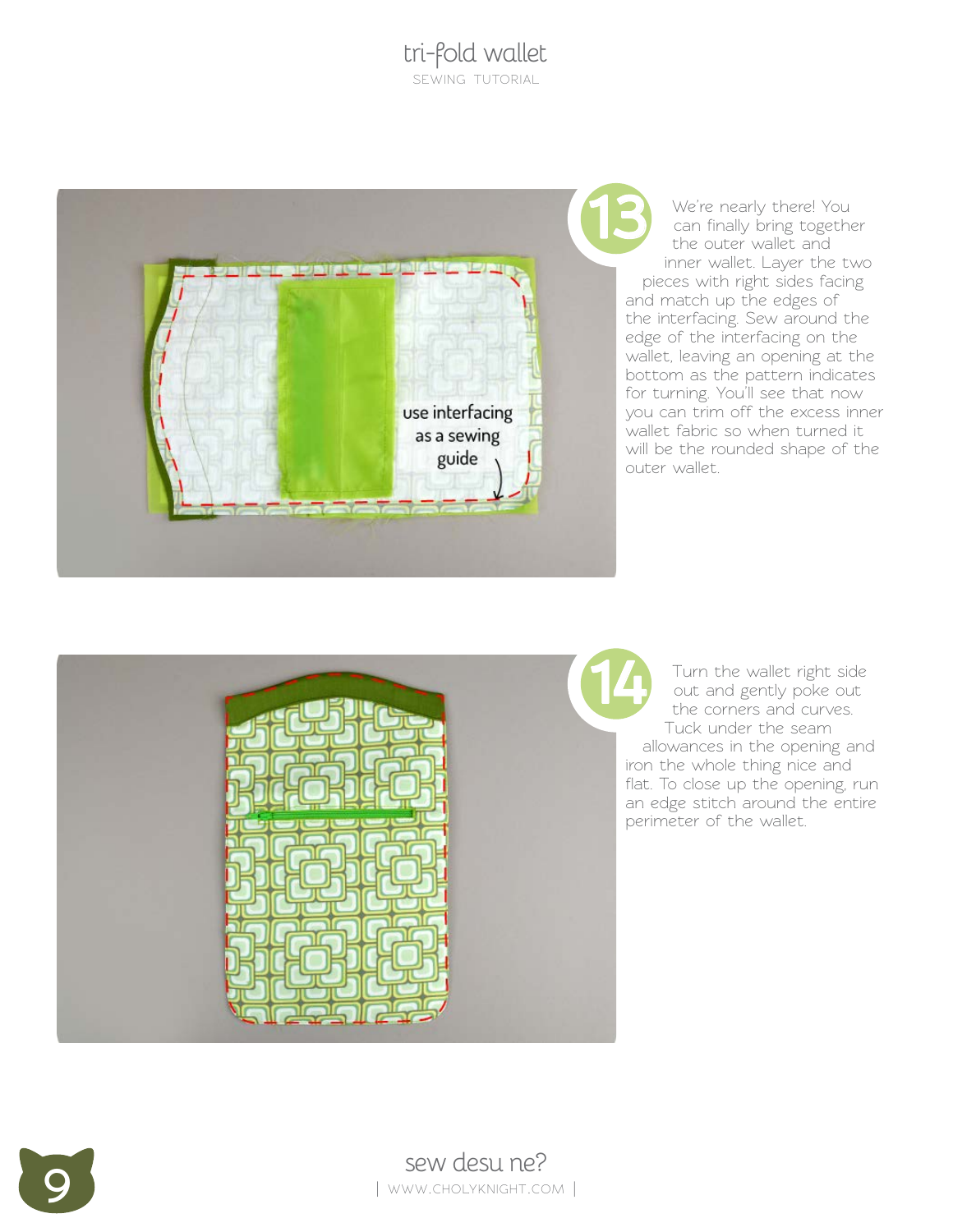use interfacing as a sewing guide

**13**

We're nearly there! You can finally bring together the outer wallet and inner wallet. Layer the two pieces with right sides facing and match up the edges of the interfacing. Sew around the edge of the interfacing on the wallet, leaving an opening at the bottom as the pattern indicates for turning. You'll see that now you can trim off the excess inner wallet fabric so when turned it will be the rounded shape of the outer wallet.

**14**

Turn the wallet right side out and gently poke out the corners and curves. Tuck under the seam allowances in the opening and iron the whole thing nice and flat. To close up the opening, run an edge stitch around the entire perimeter of the wallet.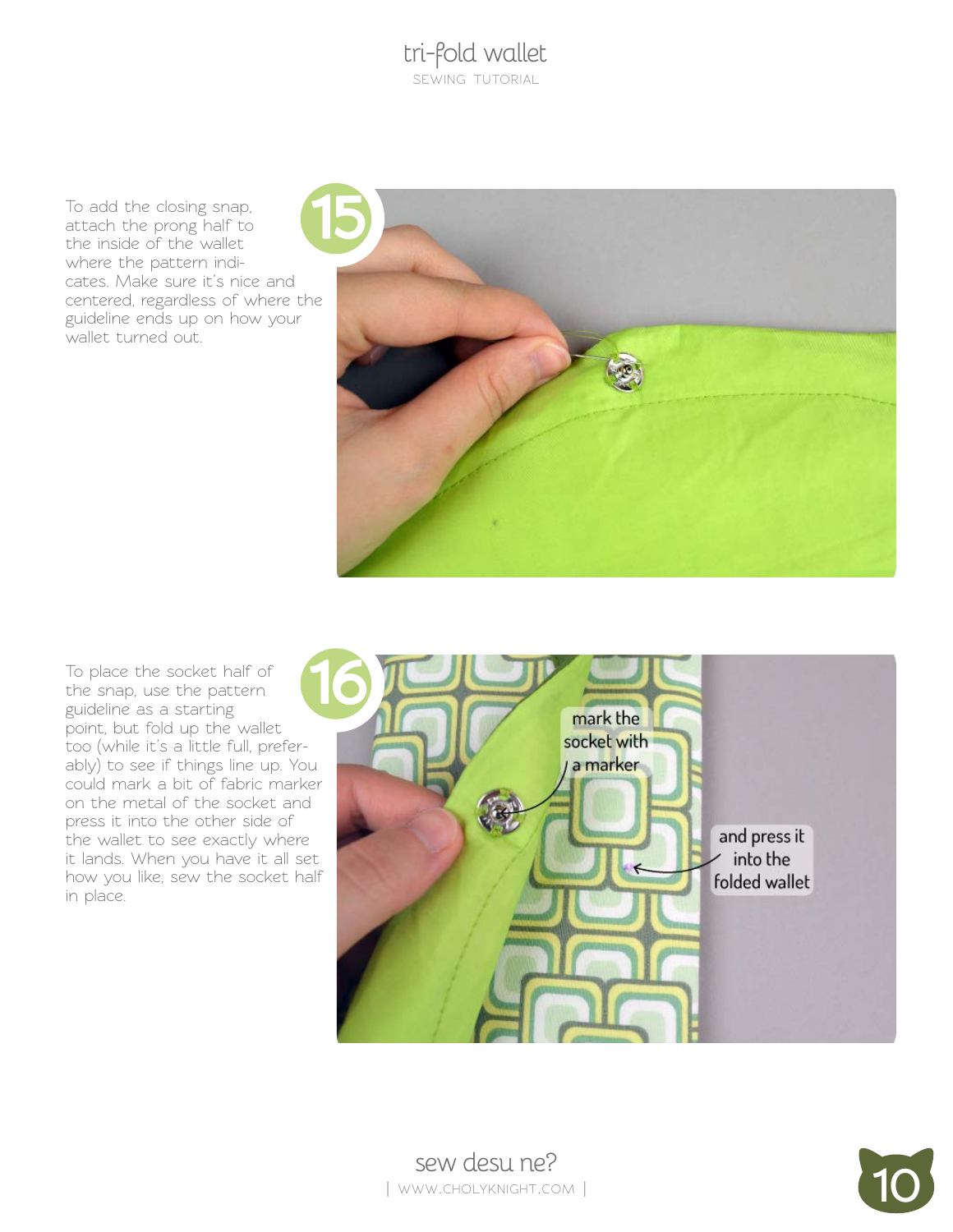**15**

To add the closing snap, attach the prong half to the inside of the wallet where the pattern indicates. Make sure it's nice and centered, regardless of where the guideline ends up on how your wallet turned out.

**16**

To place the socket half of the snap, use the pattern guideline as a starting point, but fold up the wallet too (while it's a little full, preferably) to see if things line up. You could mark a bit of fabric marker on the metal of the socket and press it into the other side of the wallet to see exactly where it lands. When you have it all set how you like, sew the socket half in place.

mark the socket with a marker

and press it into the folded wallet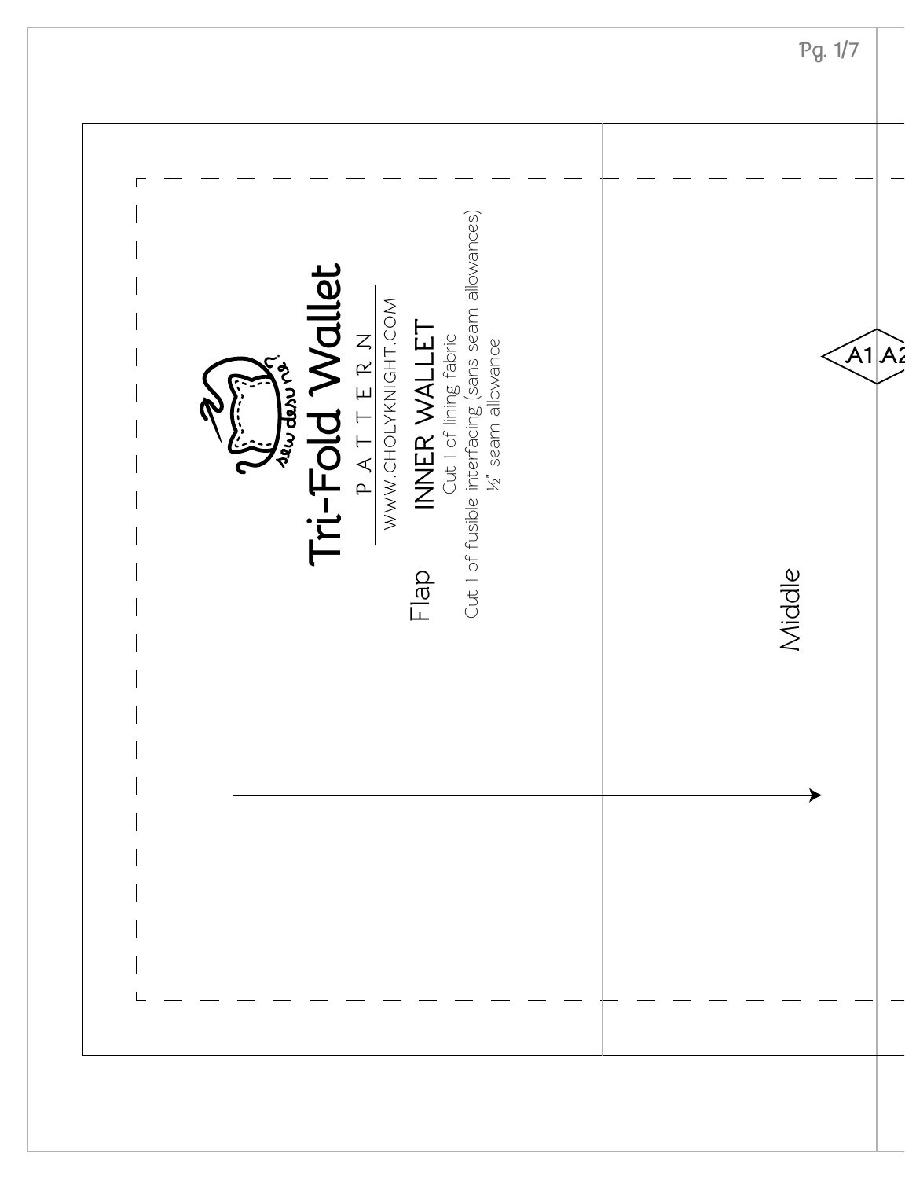# Tri-Fold Wallet

P A T T E R N

WWW.CHOLYKNIGHT.COM

## INNER WALLET

Cut 1 of lining fabric

Cut 1 of fusible interfacing (sans seam allowances)

½" seam allowance

Flap

Middle

A1 A2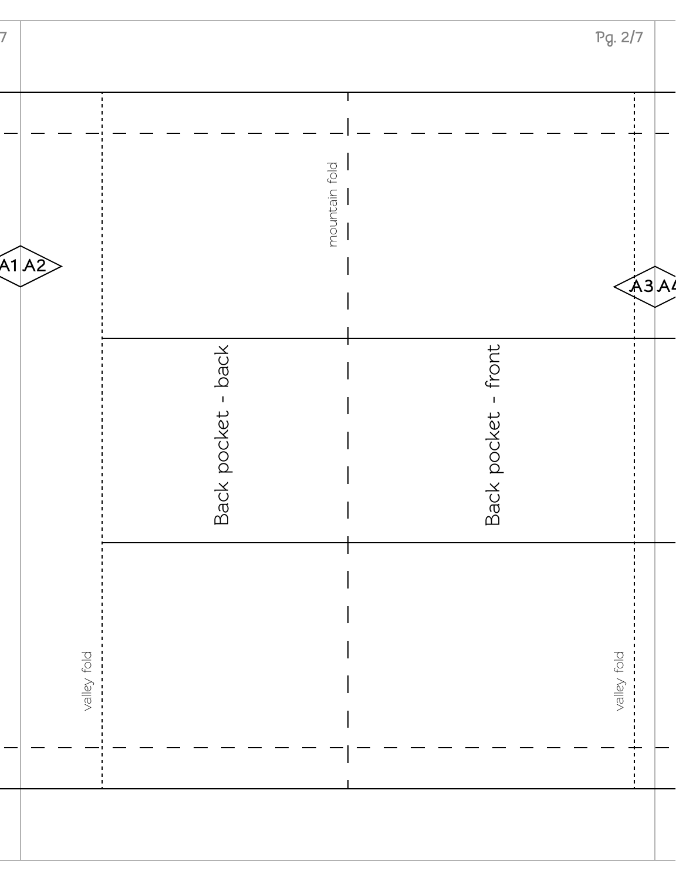mountain fold

A1 A2

A3 A4

Back pocket - back

Back pocket - front

valley fold

valley fold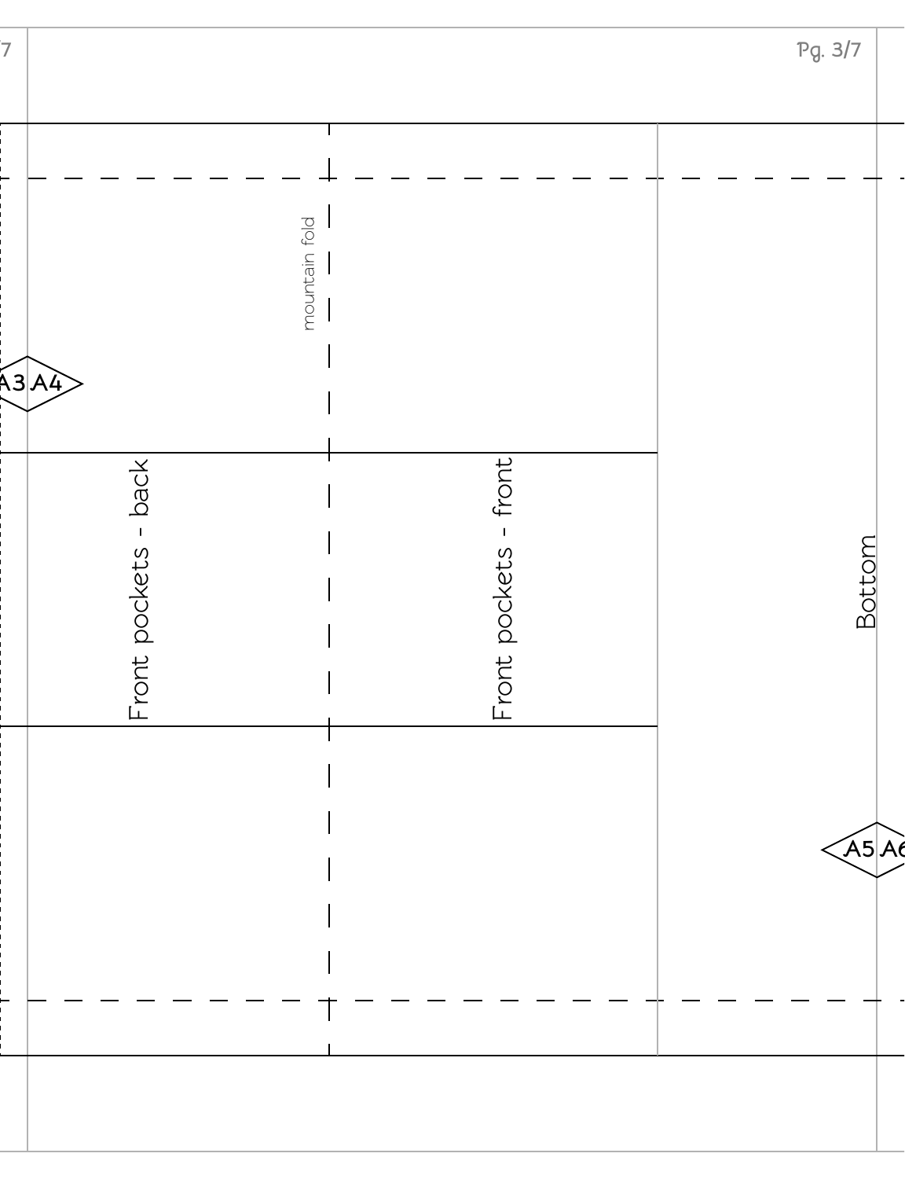mountain fold

A3 A4

Front pockets - back

Front pockets - front

Bottom

A5 A6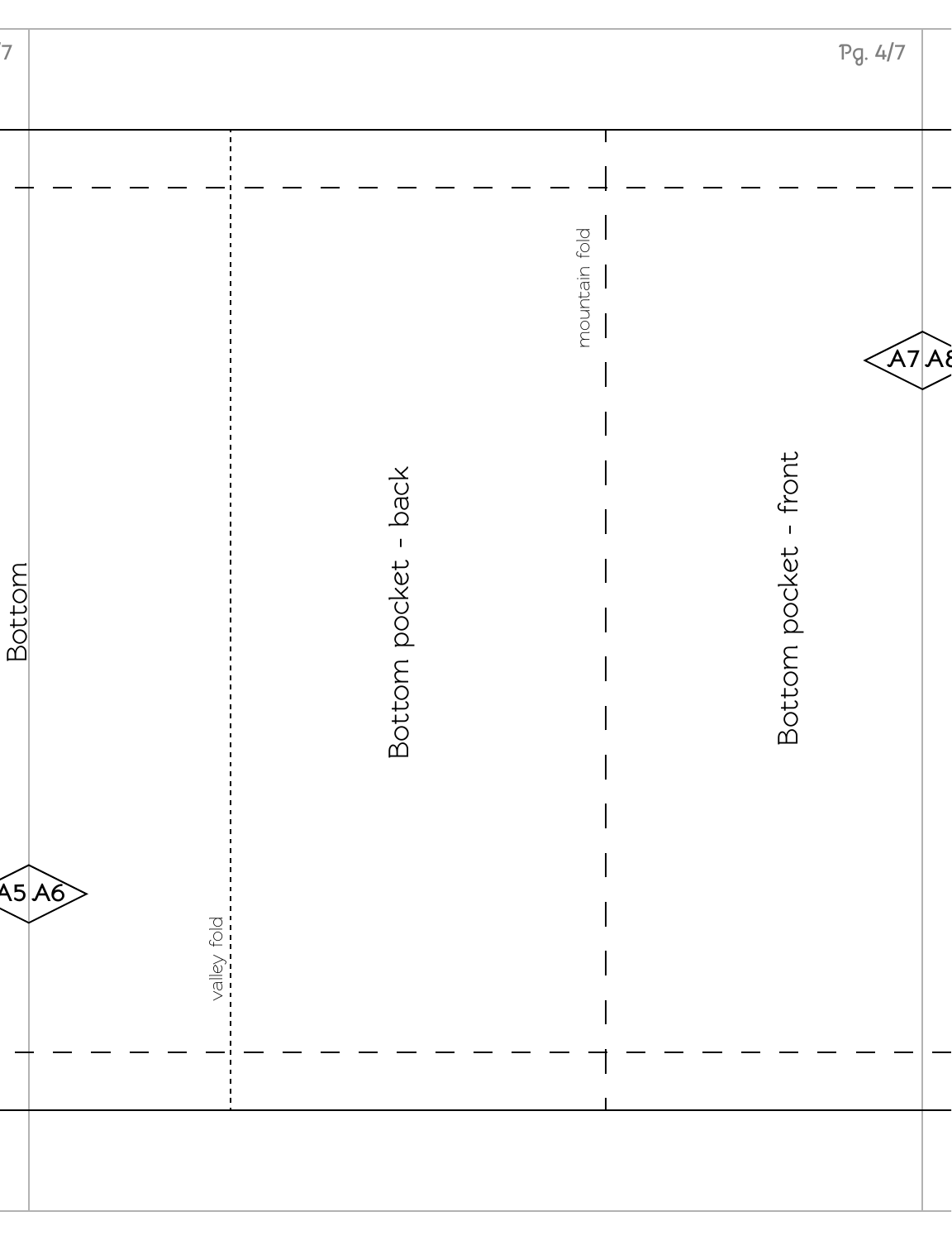Bottom

valley fold

Bottom pocket - back

mountain fold

Bottom pocket - front

A5 A6

A7 A8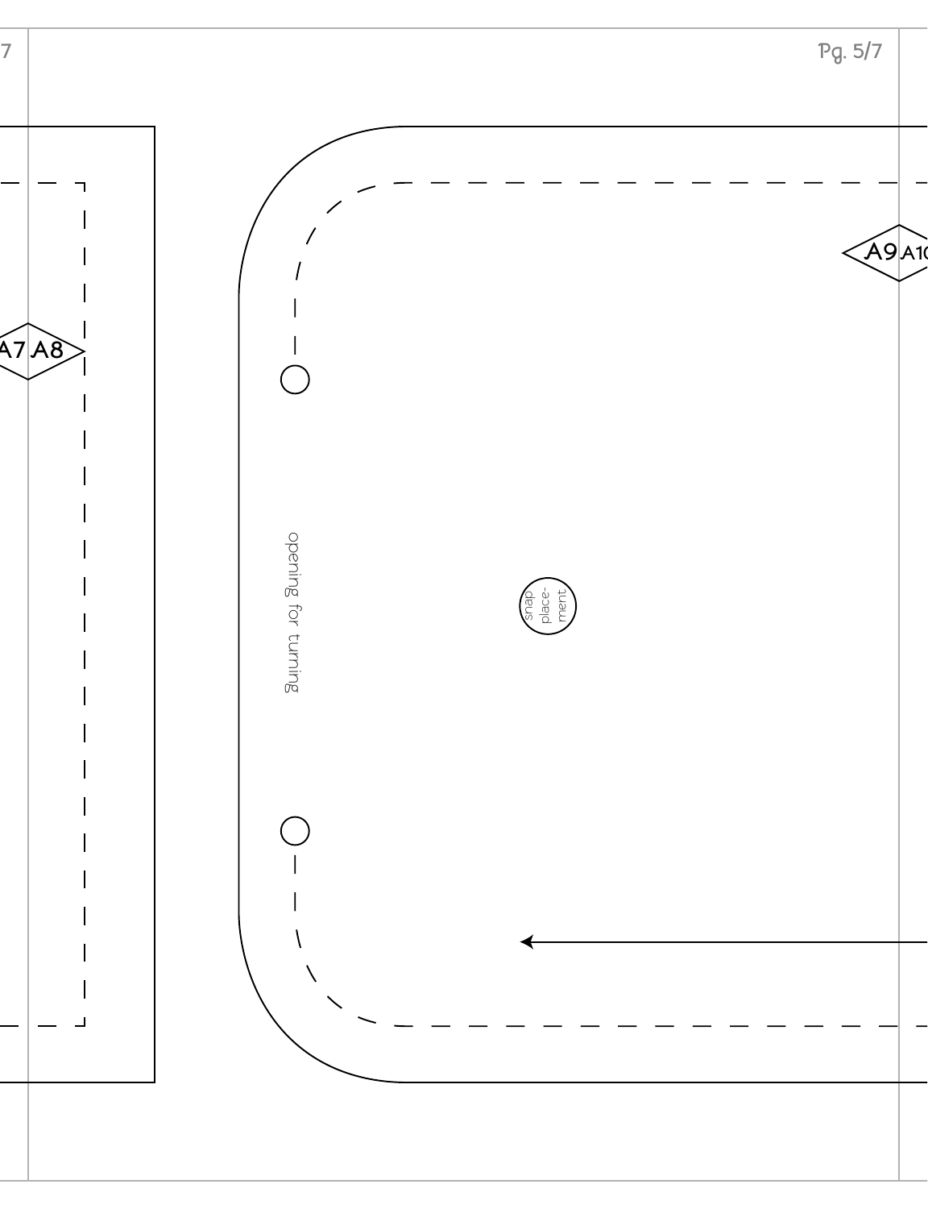A7 A8

A9 A10

opening for turning

snap placement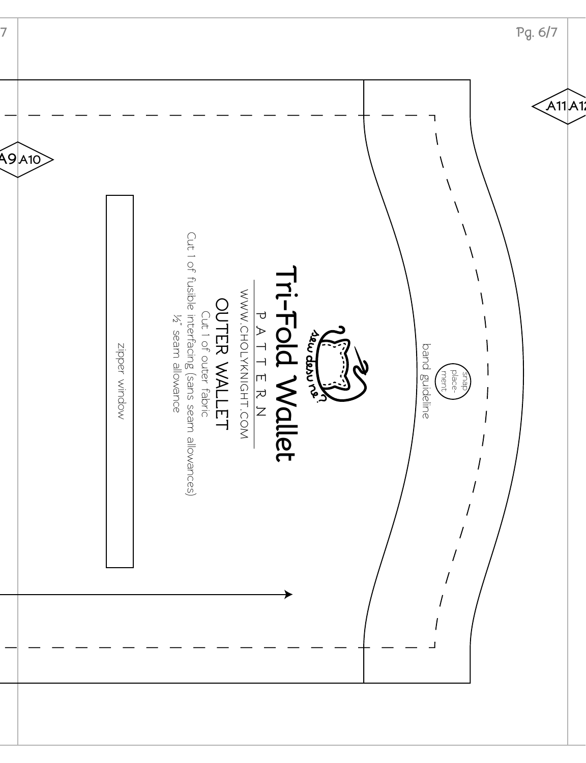# Tri-Fold Wallet

PATTERN

WWW.CHOLYKNIGHT.COM

## OUTER WALLET

Cut 1 of outer fabric

Cut 1 of fusible interfacing (sans seam allowances)

½" seam allowance

zipper window

band guideline

snap placement

A9 A10

A11 A12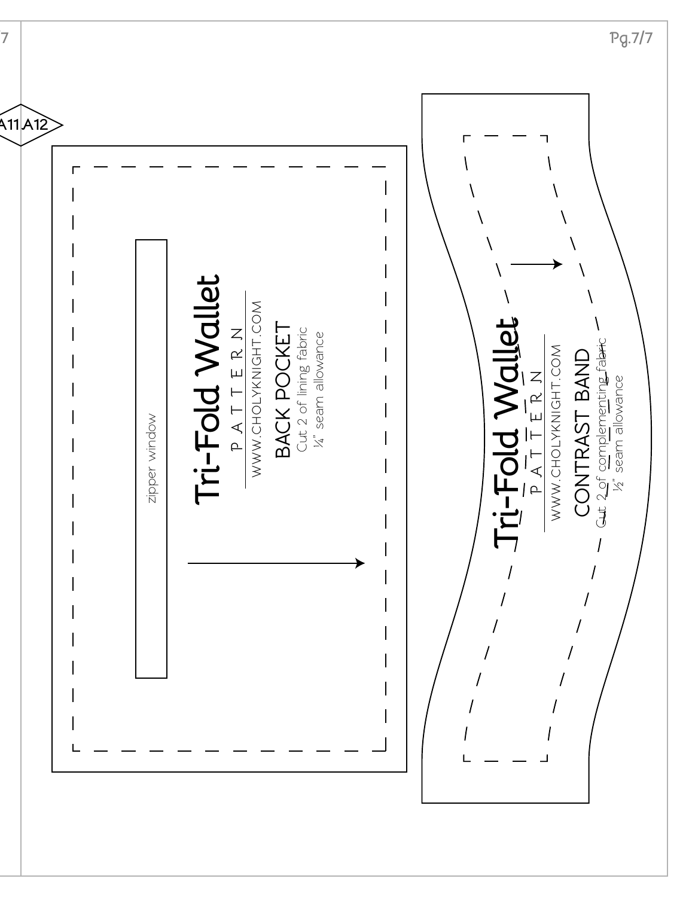A11 A12

zipper window

Tri-Fold Wallet

PATTERN

WWW.CHOLYKNIGHT.COM

BACK POCKET

Cut 2 of lining fabric

¼" seam allowance

Tri-Fold Wallet

PATTERN

WWW.CHOLYKNIGHT.COM

CONTRAST BAND

Cut 2 of complementing fabric

½" seam allowance